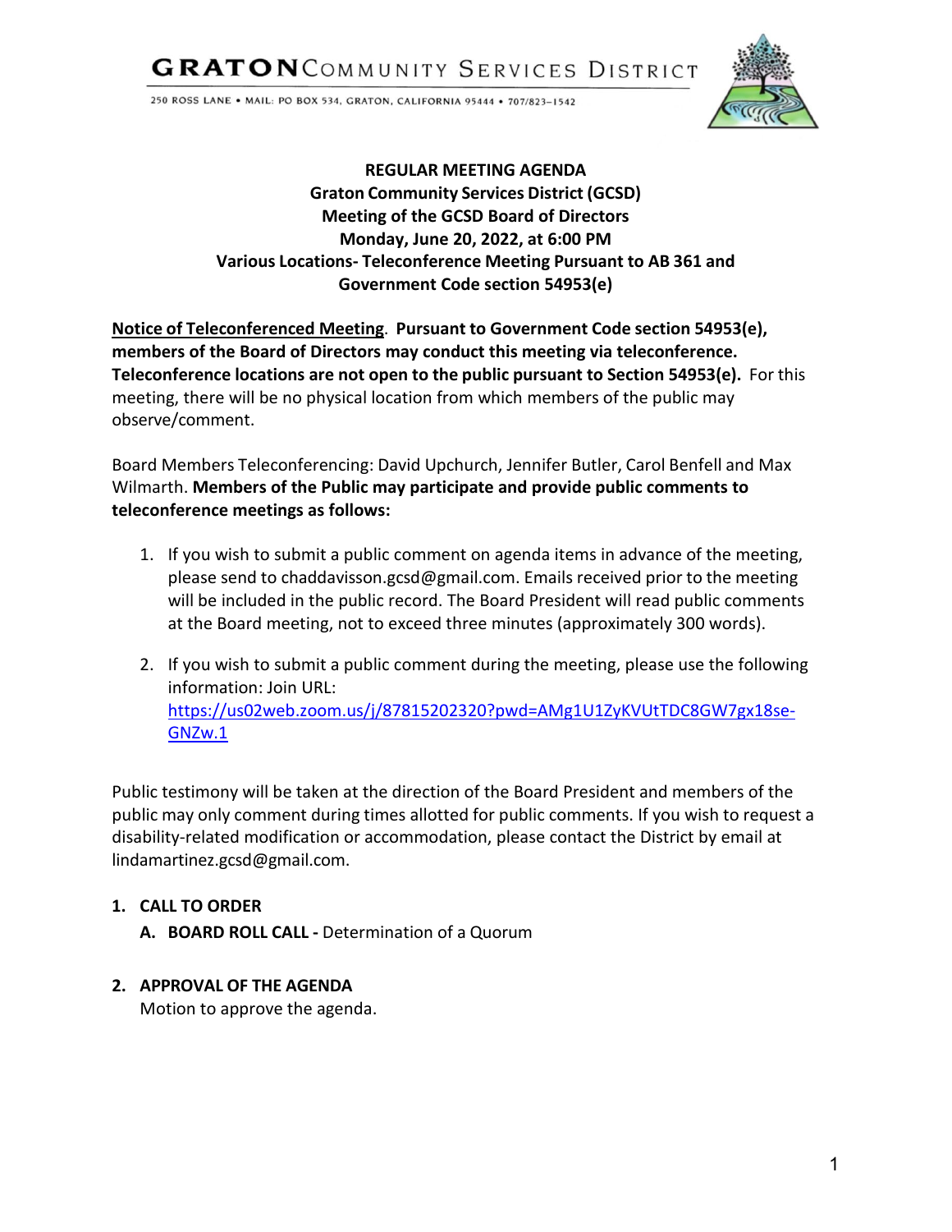**GRATON** COMMUNITY SERVICES DISTRICT

250 ROSS LANE • MAIL: PO BOX 534, GRATON, CALIFORNIA 95444 • 707/823-1542

**REGULAR MEETING AGENDA**
**Graton Community Services District (GCSD)**
**Meeting of the GCSD Board of Directors**
**Monday, June 20, 2022, at 6:00 PM**
**Various Locations- Teleconference Meeting Pursuant to AB 361 and Government Code section 54953(e)**

**Notice of Teleconferenced Meeting**. **Pursuant to Government Code section 54953(e), members of the Board of Directors may conduct this meeting via teleconference. Teleconference locations are not open to the public pursuant to Section 54953(e).** For this meeting, there will be no physical location from which members of the public may observe/comment.

Board Members Teleconferencing: David Upchurch, Jennifer Butler, Carol Benfell and Max Wilmarth. **Members of the Public may participate and provide public comments to teleconference meetings as follows:**

1. If you wish to submit a public comment on agenda items in advance of the meeting, please send to chaddavisson.gcsd@gmail.com. Emails received prior to the meeting will be included in the public record. The Board President will read public comments at the Board meeting, not to exceed three minutes (approximately 300 words).

2. If you wish to submit a public comment during the meeting, please use the following information: Join URL: https://us02web.zoom.us/j/87815202320?pwd=AMg1U1ZyKVUtTDC8GW7gx18se-GNZw.1

Public testimony will be taken at the direction of the Board President and members of the public may only comment during times allotted for public comments. If you wish to request a disability-related modification or accommodation, please contact the District by email at lindamartinez.gcsd@gmail.com.

**1. CALL TO ORDER**

**A. BOARD ROLL CALL -** Determination of a Quorum

**2. APPROVAL OF THE AGENDA**

Motion to approve the agenda.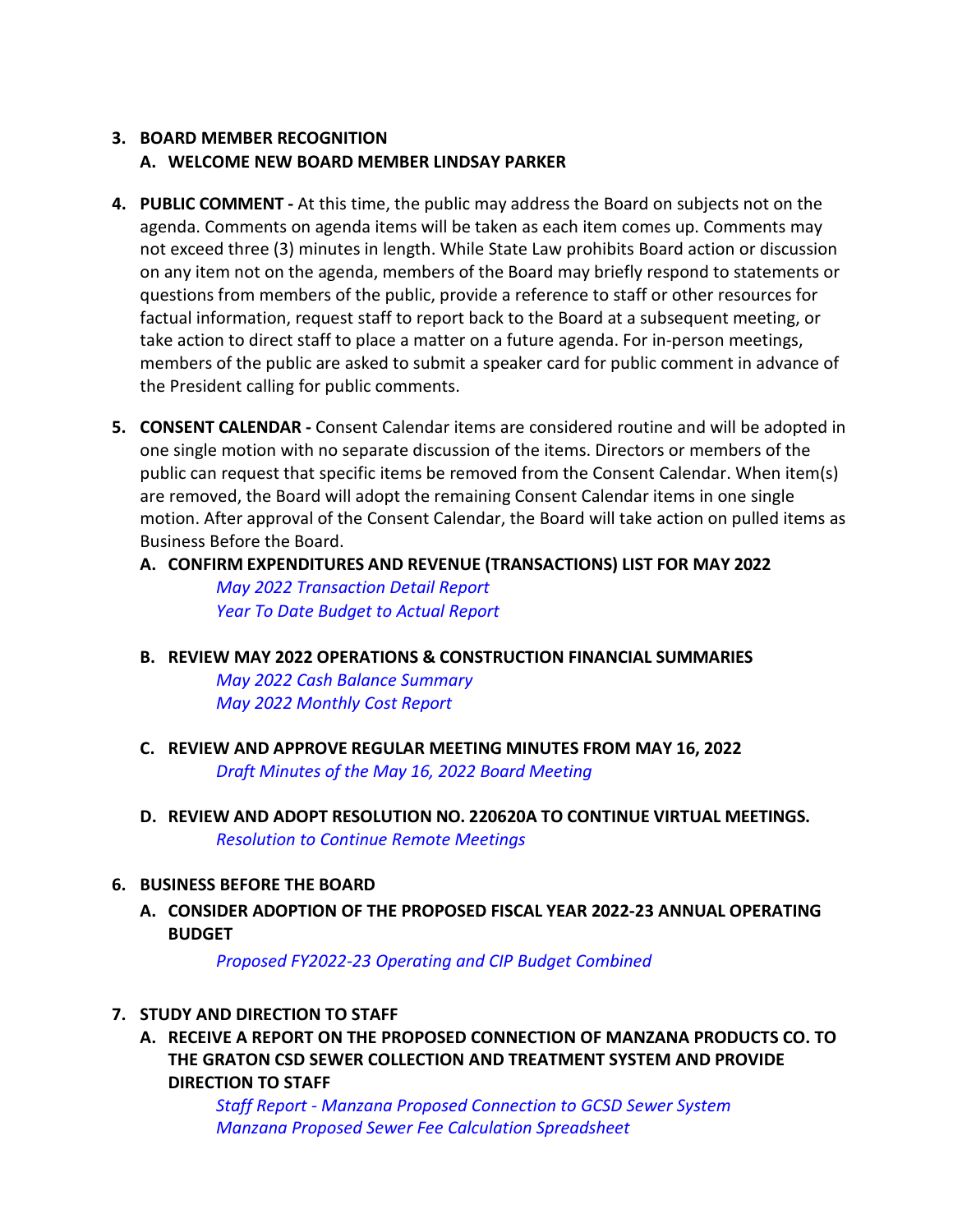3. **BOARD MEMBER RECOGNITION**
   - **A. WELCOME NEW BOARD MEMBER LINDSAY PARKER**

4. **PUBLIC COMMENT -** At this time, the public may address the Board on subjects not on the agenda. Comments on agenda items will be taken as each item comes up. Comments may not exceed three (3) minutes in length. While State Law prohibits Board action or discussion on any item not on the agenda, members of the Board may briefly respond to statements or questions from members of the public, provide a reference to staff or other resources for factual information, request staff to report back to the Board at a subsequent meeting, or take action to direct staff to place a matter on a future agenda. For in-person meetings, members of the public are asked to submit a speaker card for public comment in advance of the President calling for public comments.

5. **CONSENT CALENDAR -** Consent Calendar items are considered routine and will be adopted in one single motion with no separate discussion of the items. Directors or members of the public can request that specific items be removed from the Consent Calendar. When item(s) are removed, the Board will adopt the remaining Consent Calendar items in one single motion. After approval of the Consent Calendar, the Board will take action on pulled items as Business Before the Board.
   - **A. CONFIRM EXPENDITURES AND REVENUE (TRANSACTIONS) LIST FOR MAY 2022**
     
     *May 2022 Transaction Detail Report*
     *Year To Date Budget to Actual Report*

   - **B. REVIEW MAY 2022 OPERATIONS & CONSTRUCTION FINANCIAL SUMMARIES**
     
     *May 2022 Cash Balance Summary*
     *May 2022 Monthly Cost Report*

   - **C. REVIEW AND APPROVE REGULAR MEETING MINUTES FROM MAY 16, 2022**
     
     *Draft Minutes of the May 16, 2022 Board Meeting*

   - **D. REVIEW AND ADOPT RESOLUTION NO. 220620A TO CONTINUE VIRTUAL MEETINGS.**
     
     *Resolution to Continue Remote Meetings*

6. **BUSINESS BEFORE THE BOARD**
   - **A. CONSIDER ADOPTION OF THE PROPOSED FISCAL YEAR 2022-23 ANNUAL OPERATING BUDGET**
     
     *Proposed FY2022-23 Operating and CIP Budget Combined*

7. **STUDY AND DIRECTION TO STAFF**
   - **A. RECEIVE A REPORT ON THE PROPOSED CONNECTION OF MANZANA PRODUCTS CO. TO THE GRATON CSD SEWER COLLECTION AND TREATMENT SYSTEM AND PROVIDE DIRECTION TO STAFF**
     
     *Staff Report - Manzana Proposed Connection to GCSD Sewer System*
     *Manzana Proposed Sewer Fee Calculation Spreadsheet*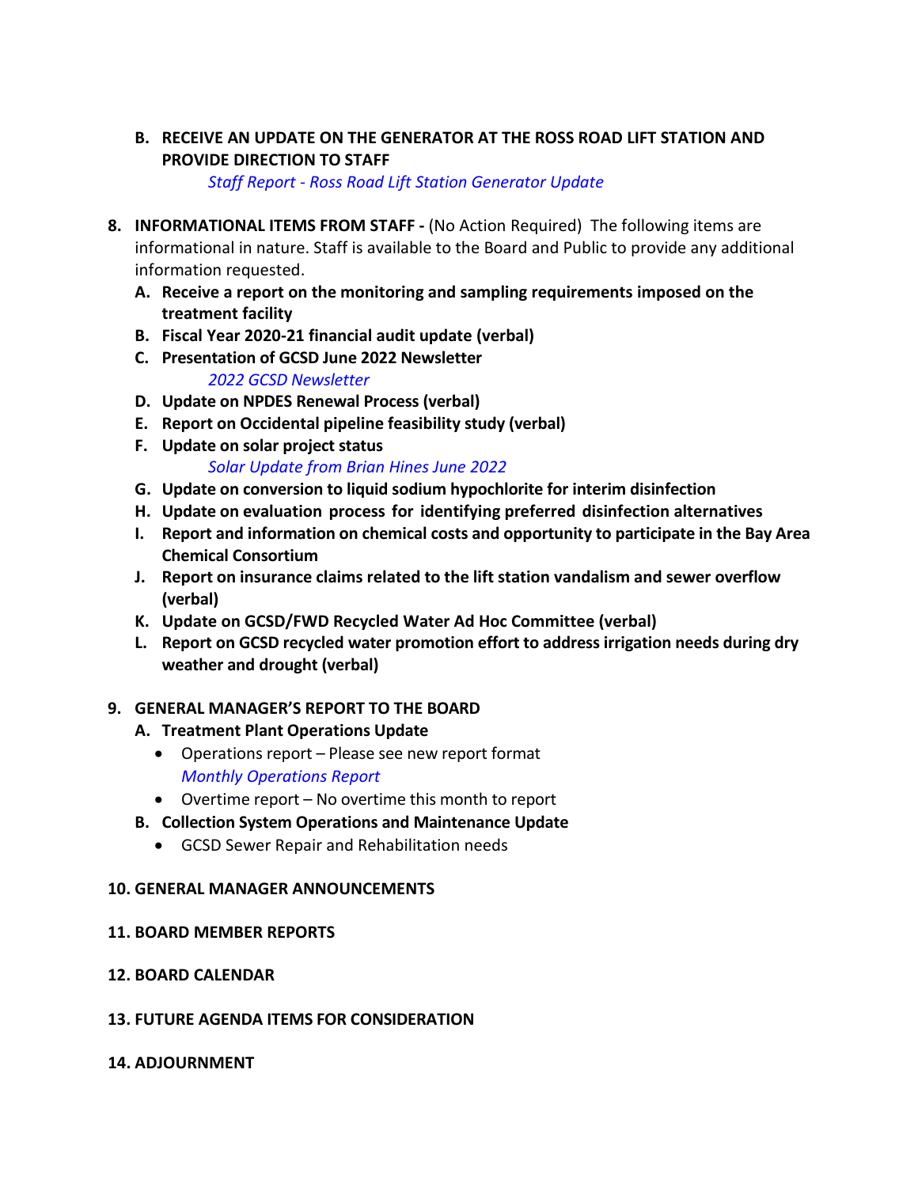**B. RECEIVE AN UPDATE ON THE GENERATOR AT THE ROSS ROAD LIFT STATION AND PROVIDE DIRECTION TO STAFF**

*Staff Report - Ross Road Lift Station Generator Update*

**8. INFORMATIONAL ITEMS FROM STAFF -** (No Action Required) The following items are informational in nature. Staff is available to the Board and Public to provide any additional information requested.

**A. Receive a report on the monitoring and sampling requirements imposed on the treatment facility**

**B. Fiscal Year 2020-21 financial audit update (verbal)**

**C. Presentation of GCSD June 2022 Newsletter**

*2022 GCSD Newsletter*

**D. Update on NPDES Renewal Process (verbal)**

**E. Report on Occidental pipeline feasibility study (verbal)**

**F. Update on solar project status**

*Solar Update from Brian Hines June 2022*

**G. Update on conversion to liquid sodium hypochlorite for interim disinfection**

**H. Update on evaluation process for identifying preferred disinfection alternatives**

**I. Report and information on chemical costs and opportunity to participate in the Bay Area Chemical Consortium**

**J. Report on insurance claims related to the lift station vandalism and sewer overflow (verbal)**

**K. Update on GCSD/FWD Recycled Water Ad Hoc Committee (verbal)**

**L. Report on GCSD recycled water promotion effort to address irrigation needs during dry weather and drought (verbal)**

**9. GENERAL MANAGER'S REPORT TO THE BOARD**

**A. Treatment Plant Operations Update**

- Operations report – Please see new report format
  *Monthly Operations Report*
- Overtime report – No overtime this month to report

**B. Collection System Operations and Maintenance Update**

- GCSD Sewer Repair and Rehabilitation needs

**10. GENERAL MANAGER ANNOUNCEMENTS**

**11. BOARD MEMBER REPORTS**

**12. BOARD CALENDAR**

**13. FUTURE AGENDA ITEMS FOR CONSIDERATION**

**14. ADJOURNMENT**